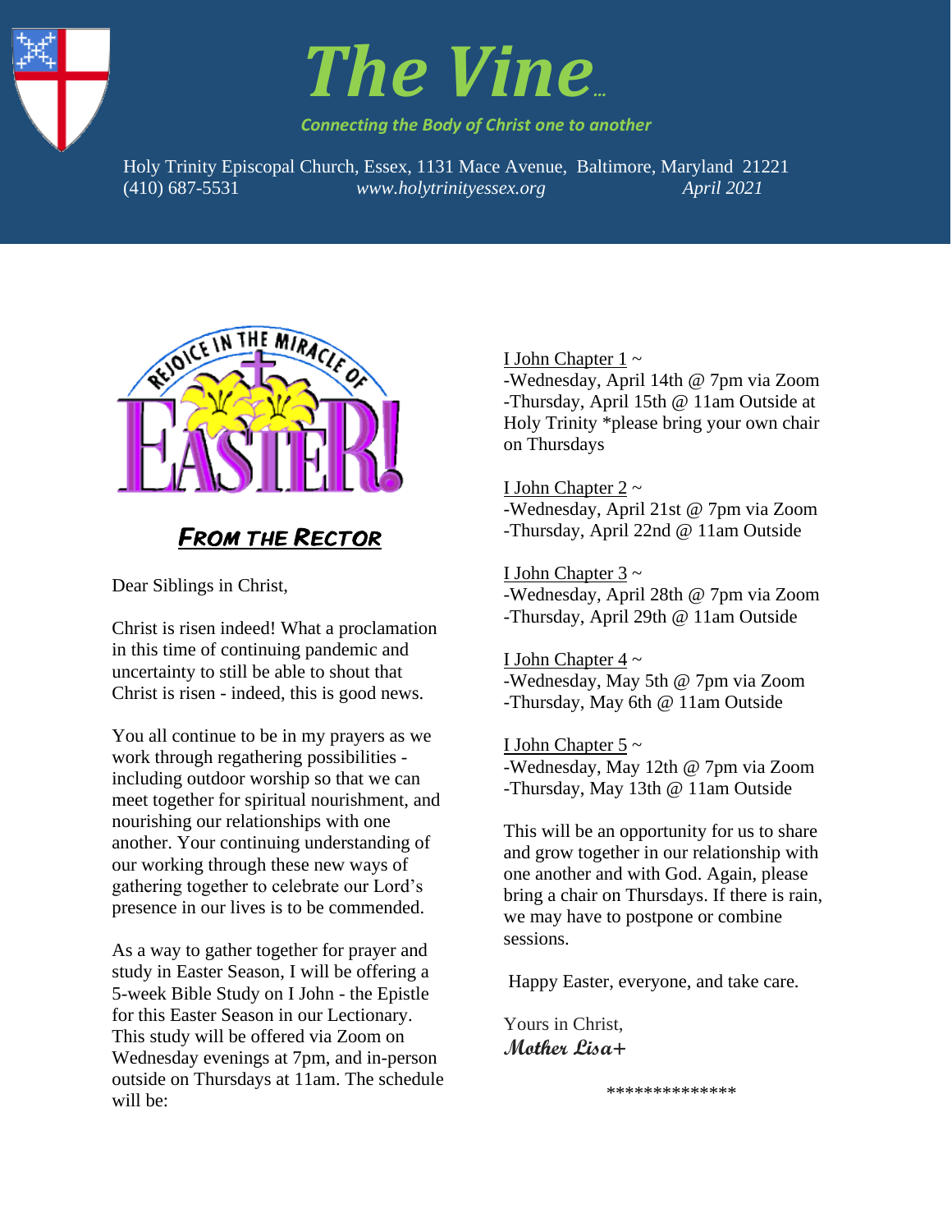# The Vine...

*Connecting the Body of Christ one to another*

Holy Trinity Episcopal Church, Essex, 1131 Mace Avenue, Baltimore, Maryland 21221
(410) 687-5531 *www.holytrinityessex.org* *April 2021*

Rejoice in the Miracle of Easter!

## From the Rector

Dear Siblings in Christ,

Christ is risen indeed! What a proclamation in this time of continuing pandemic and uncertainty to still be able to shout that Christ is risen - indeed, this is good news.

You all continue to be in my prayers as we work through regathering possibilities - including outdoor worship so that we can meet together for spiritual nourishment, and nourishing our relationships with one another. Your continuing understanding of our working through these new ways of gathering together to celebrate our Lord's presence in our lives is to be commended.

As a way to gather together for prayer and study in Easter Season, I will be offering a 5-week Bible Study on I John - the Epistle for this Easter Season in our Lectionary. This study will be offered via Zoom on Wednesday evenings at 7pm, and in-person outside on Thursdays at 11am. The schedule will be:

I John Chapter 1 ~
-Wednesday, April 14th @ 7pm via Zoom
-Thursday, April 15th @ 11am Outside at Holy Trinity *please bring your own chair on Thursdays

I John Chapter 2 ~
-Wednesday, April 21st @ 7pm via Zoom
-Thursday, April 22nd @ 11am Outside

I John Chapter 3 ~
-Wednesday, April 28th @ 7pm via Zoom
-Thursday, April 29th @ 11am Outside

I John Chapter 4 ~
-Wednesday, May 5th @ 7pm via Zoom
-Thursday, May 6th @ 11am Outside

I John Chapter 5 ~
-Wednesday, May 12th @ 7pm via Zoom
-Thursday, May 13th @ 11am Outside

This will be an opportunity for us to share and grow together in our relationship with one another and with God. Again, please bring a chair on Thursdays. If there is rain, we may have to postpone or combine sessions.

Happy Easter, everyone, and take care.

Yours in Christ,
**Mother Lisa+**

**************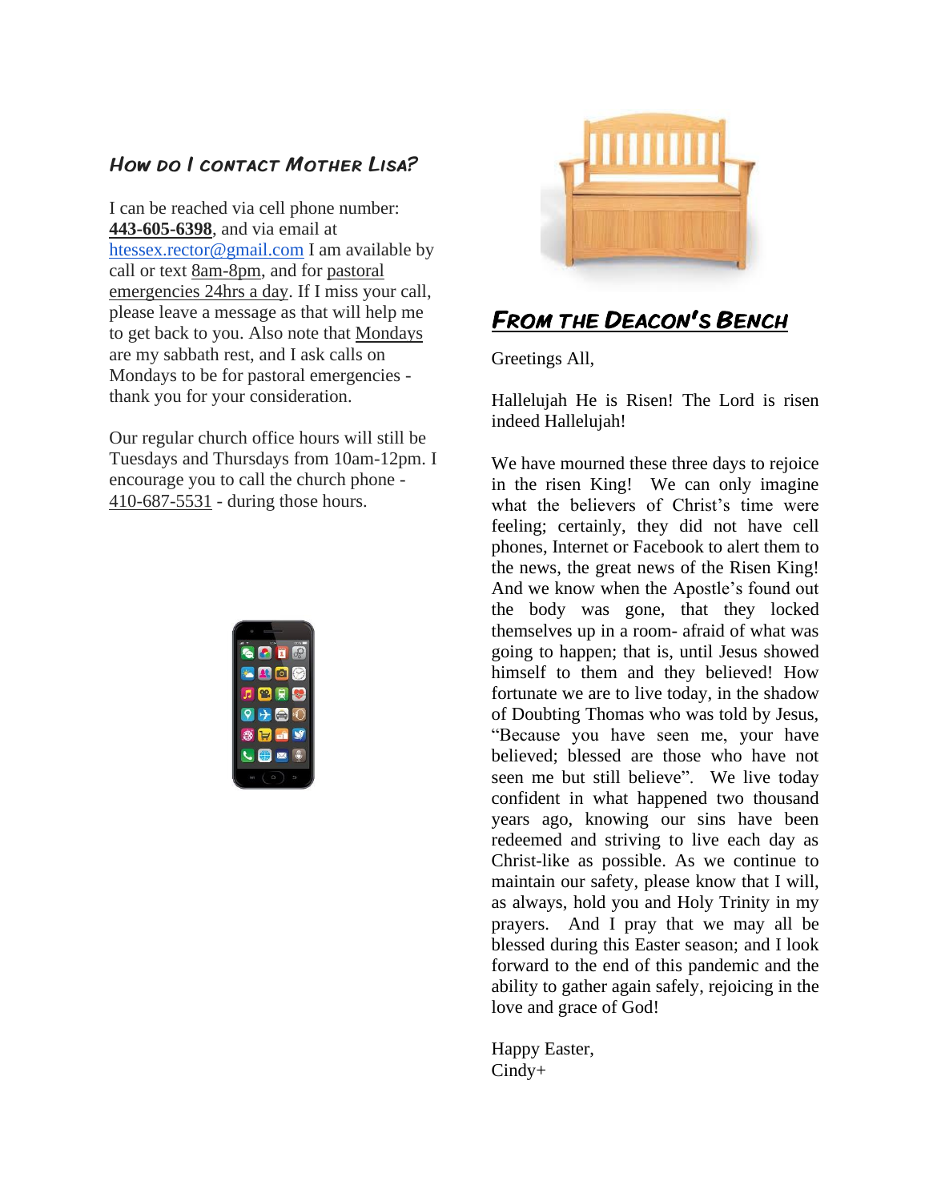### How do I contact Mother Lisa?

I can be reached via cell phone number: **443-605-6398**, and via email at htessex.rector@gmail.com I am available by call or text 8am-8pm, and for pastoral emergencies 24hrs a day. If I miss your call, please leave a message as that will help me to get back to you. Also note that Mondays are my sabbath rest, and I ask calls on Mondays to be for pastoral emergencies - thank you for your consideration.

Our regular church office hours will still be Tuesdays and Thursdays from 10am-12pm. I encourage you to call the church phone - 410-687-5531 - during those hours.

## From the Deacon's Bench

Greetings All,

Hallelujah He is Risen! The Lord is risen indeed Hallelujah!

We have mourned these three days to rejoice in the risen King! We can only imagine what the believers of Christ's time were feeling; certainly, they did not have cell phones, Internet or Facebook to alert them to the news, the great news of the Risen King! And we know when the Apostle's found out the body was gone, that they locked themselves up in a room- afraid of what was going to happen; that is, until Jesus showed himself to them and they believed! How fortunate we are to live today, in the shadow of Doubting Thomas who was told by Jesus, "Because you have seen me, your have believed; blessed are those who have not seen me but still believe". We live today confident in what happened two thousand years ago, knowing our sins have been redeemed and striving to live each day as Christ-like as possible. As we continue to maintain our safety, please know that I will, as always, hold you and Holy Trinity in my prayers. And I pray that we may all be blessed during this Easter season; and I look forward to the end of this pandemic and the ability to gather again safely, rejoicing in the love and grace of God!

Happy Easter,
Cindy+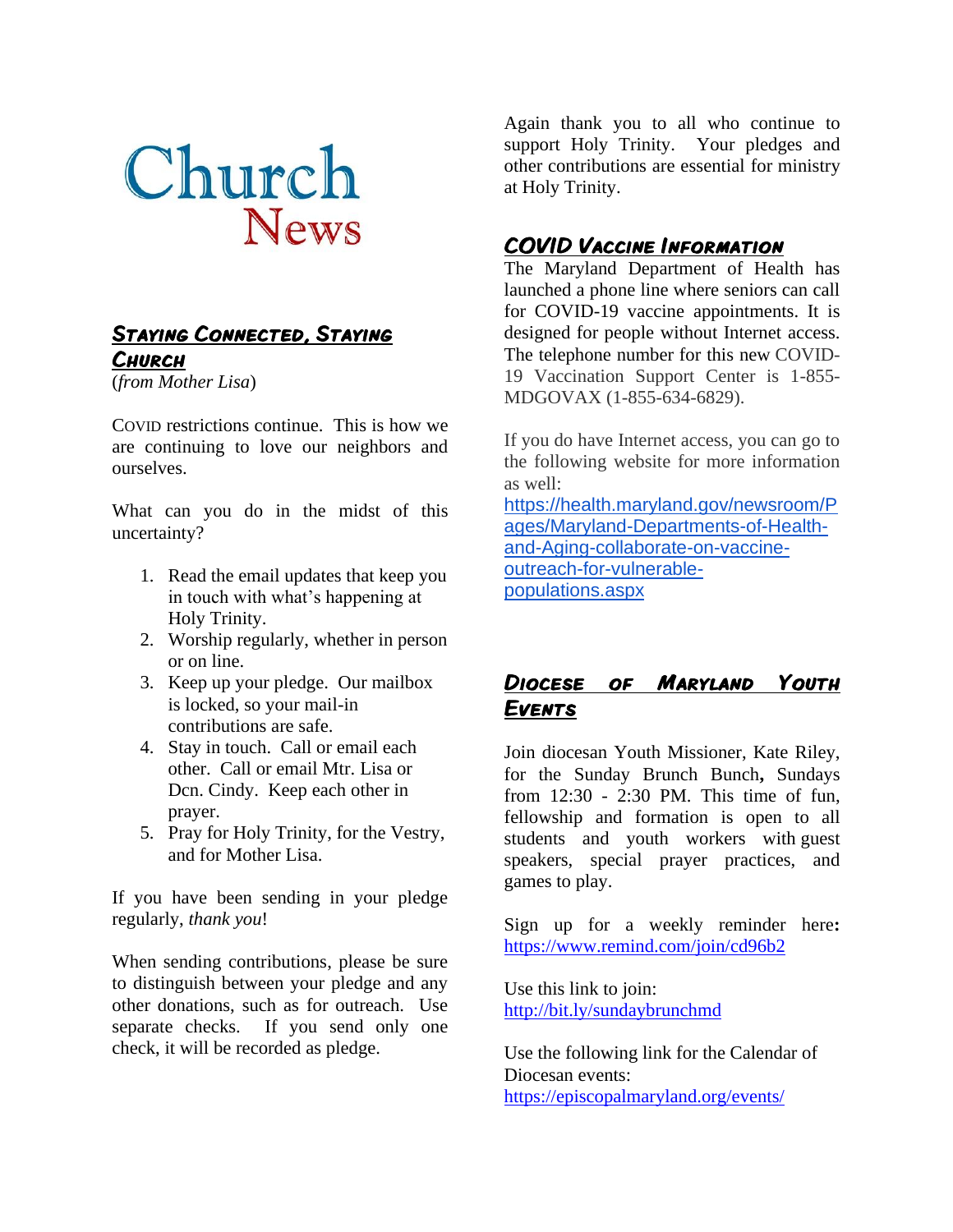# Church News

## Staying Connected, Staying Church

(*from Mother Lisa*)

COVID restrictions continue. This is how we are continuing to love our neighbors and ourselves.

What can you do in the midst of this uncertainty?

1. Read the email updates that keep you in touch with what's happening at Holy Trinity.
2. Worship regularly, whether in person or on line.
3. Keep up your pledge. Our mailbox is locked, so your mail-in contributions are safe.
4. Stay in touch. Call or email each other. Call or email Mtr. Lisa or Dcn. Cindy. Keep each other in prayer.
5. Pray for Holy Trinity, for the Vestry, and for Mother Lisa.

If you have been sending in your pledge regularly, *thank you*!

When sending contributions, please be sure to distinguish between your pledge and any other donations, such as for outreach. Use separate checks. If you send only one check, it will be recorded as pledge.

Again thank you to all who continue to support Holy Trinity. Your pledges and other contributions are essential for ministry at Holy Trinity.

## COVID Vaccine Information

The Maryland Department of Health has launched a phone line where seniors can call for COVID-19 vaccine appointments. It is designed for people without Internet access. The telephone number for this new COVID-19 Vaccination Support Center is 1-855-MDGOVAX (1-855-634-6829).

If you do have Internet access, you can go to the following website for more information as well:
https://health.maryland.gov/newsroom/Pages/Maryland-Departments-of-Health-and-Aging-collaborate-on-vaccine-outreach-for-vulnerable-populations.aspx

## Diocese of Maryland Youth Events

Join diocesan Youth Missioner, Kate Riley, for the Sunday Brunch Bunch**,** Sundays from 12:30 - 2:30 PM. This time of fun, fellowship and formation is open to all students and youth workers with guest speakers, special prayer practices, and games to play.

Sign up for a weekly reminder here**:** https://www.remind.com/join/cd96b2

Use this link to join:
http://bit.ly/sundaybrunchmd

Use the following link for the Calendar of Diocesan events:
https://episcopalmaryland.org/events/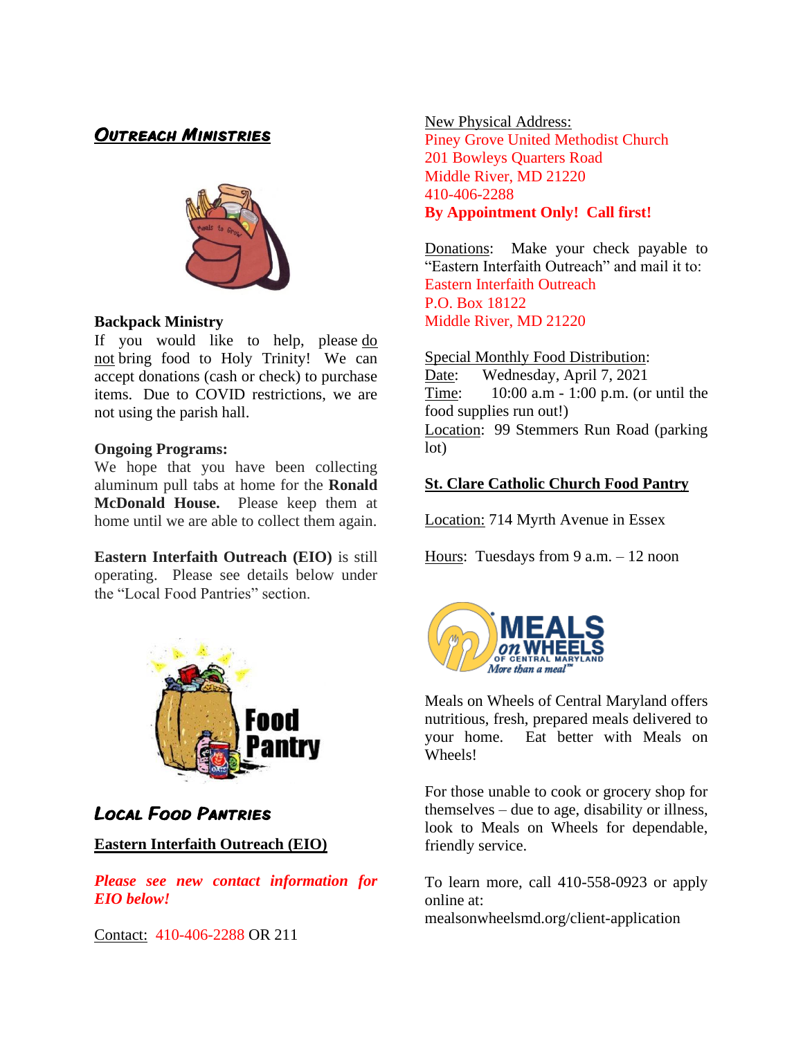## *Outreach Ministries*

**Backpack Ministry**

If you would like to help, please do not bring food to Holy Trinity! We can accept donations (cash or check) to purchase items. Due to COVID restrictions, we are not using the parish hall.

**Ongoing Programs:**

We hope that you have been collecting aluminum pull tabs at home for the **Ronald McDonald House.** Please keep them at home until we are able to collect them again.

**Eastern Interfaith Outreach (EIO)** is still operating. Please see details below under the "Local Food Pantries" section.

## *Local Food Pantries*

**Eastern Interfaith Outreach (EIO)**

***Please see new contact information for EIO below!***

Contact: 410-406-2288 OR 211

New Physical Address:
Piney Grove United Methodist Church
201 Bowleys Quarters Road
Middle River, MD 21220
410-406-2288
**By Appointment Only! Call first!**

Donations: Make your check payable to "Eastern Interfaith Outreach" and mail it to:
Eastern Interfaith Outreach
P.O. Box 18122
Middle River, MD 21220

Special Monthly Food Distribution:
Date: Wednesday, April 7, 2021
Time: 10:00 a.m - 1:00 p.m. (or until the food supplies run out!)
Location: 99 Stemmers Run Road (parking lot)

**St. Clare Catholic Church Food Pantry**

Location: 714 Myrth Avenue in Essex

Hours: Tuesdays from 9 a.m. – 12 noon

Meals on Wheels of Central Maryland offers nutritious, fresh, prepared meals delivered to your home. Eat better with Meals on Wheels!

For those unable to cook or grocery shop for themselves – due to age, disability or illness, look to Meals on Wheels for dependable, friendly service.

To learn more, call 410-558-0923 or apply online at:
mealsonwheelsmd.org/client-application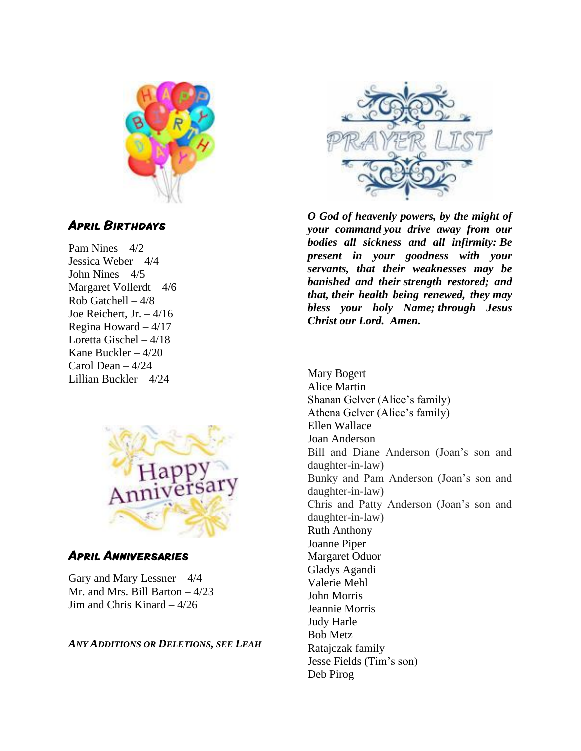### April Birthdays

Pam Nines – 4/2
Jessica Weber – 4/4
John Nines – 4/5
Margaret Vollerdt – 4/6
Rob Gatchell – 4/8
Joe Reichert, Jr. – 4/16
Regina Howard – 4/17
Loretta Gischel – 4/18
Kane Buckler – 4/20
Carol Dean – 4/24
Lillian Buckler – 4/24

### April Anniversaries

Gary and Mary Lessner – 4/4
Mr. and Mrs. Bill Barton – 4/23
Jim and Chris Kinard – 4/26

***Any Additions or Deletions, see Leah***

## PRAYER LIST

***O God of heavenly powers, by the might of your command you drive away from our bodies all sickness and all infirmity: Be present in your goodness with your servants, that their weaknesses may be banished and their strength restored; and that, their health being renewed, they may bless your holy Name; through Jesus Christ our Lord. Amen.***

Mary Bogert
Alice Martin
Shanan Gelver (Alice's family)
Athena Gelver (Alice's family)
Ellen Wallace
Joan Anderson
Bill and Diane Anderson (Joan's son and daughter-in-law)
Bunky and Pam Anderson (Joan's son and daughter-in-law)
Chris and Patty Anderson (Joan's son and daughter-in-law)
Ruth Anthony
Joanne Piper
Margaret Oduor
Gladys Agandi
Valerie Mehl
John Morris
Jeannie Morris
Judy Harle
Bob Metz
Ratajczak family
Jesse Fields (Tim's son)
Deb Pirog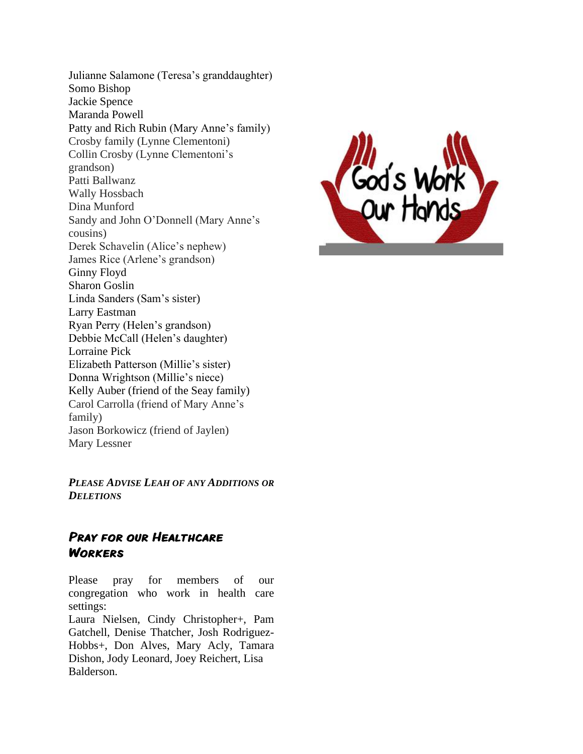Julianne Salamone (Teresa's granddaughter)
Somo Bishop
Jackie Spence
Maranda Powell
Patty and Rich Rubin (Mary Anne's family)
Crosby family (Lynne Clementoni)
Collin Crosby (Lynne Clementoni's grandson)
Patti Ballwanz
Wally Hossbach
Dina Munford
Sandy and John O'Donnell (Mary Anne's cousins)
Derek Schavelin (Alice's nephew)
James Rice (Arlene's grandson)
Ginny Floyd
Sharon Goslin
Linda Sanders (Sam's sister)
Larry Eastman
Ryan Perry (Helen's grandson)
Debbie McCall (Helen's daughter)
Lorraine Pick
Elizabeth Patterson (Millie's sister)
Donna Wrightson (Millie's niece)
Kelly Auber (friend of the Seay family)
Carol Carrolla (friend of Mary Anne's family)
Jason Borkowicz (friend of Jaylen)
Mary Lessner

***PLEASE ADVISE LEAH OF ANY ADDITIONS OR DELETIONS***

## *Pray for our Healthcare Workers*

Please pray for members of our congregation who work in health care settings:
Laura Nielsen, Cindy Christopher+, Pam Gatchell, Denise Thatcher, Josh Rodriguez-Hobbs+, Don Alves, Mary Acly, Tamara Dishon, Jody Leonard, Joey Reichert, Lisa Balderson.

God's Work Our Hands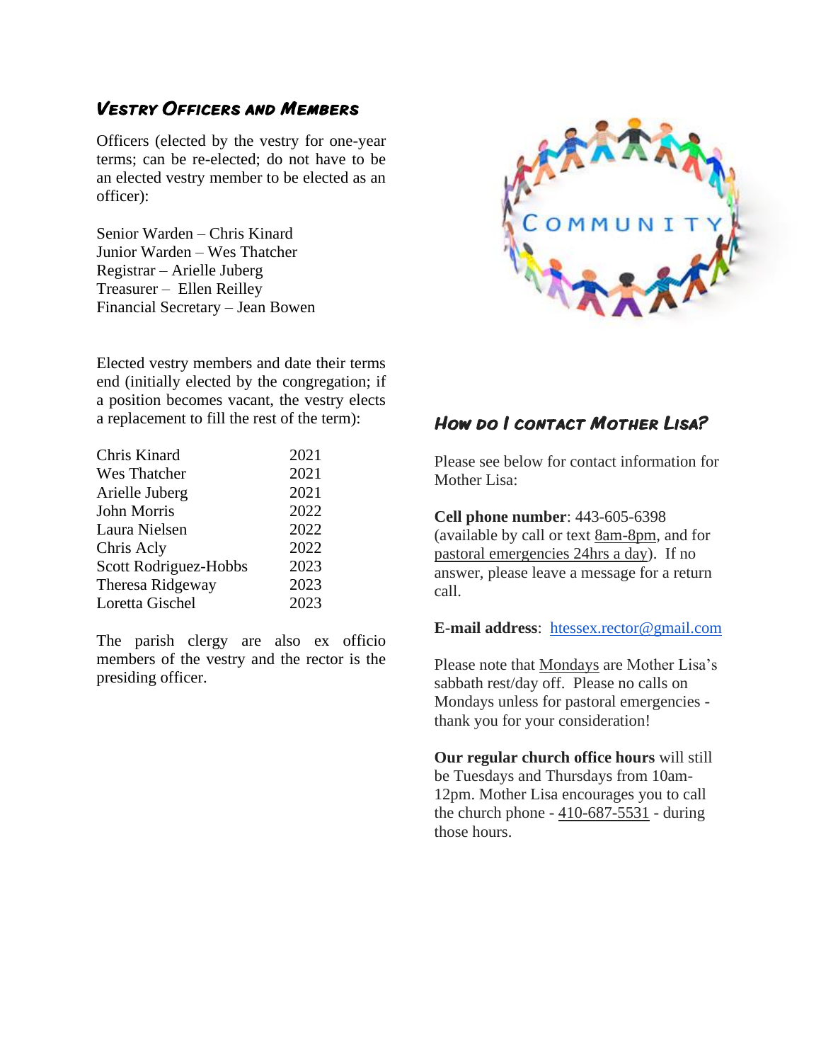## Vestry Officers and Members

Officers (elected by the vestry for one-year terms; can be re-elected; do not have to be an elected vestry member to be elected as an officer):

Senior Warden – Chris Kinard
Junior Warden – Wes Thatcher
Registrar – Arielle Juberg
Treasurer – Ellen Reilley
Financial Secretary – Jean Bowen

Elected vestry members and date their terms end (initially elected by the congregation; if a position becomes vacant, the vestry elects a replacement to fill the rest of the term):

| | |
|---|---|
| Chris Kinard | 2021 |
| Wes Thatcher | 2021 |
| Arielle Juberg | 2021 |
| John Morris | 2022 |
| Laura Nielsen | 2022 |
| Chris Acly | 2022 |
| Scott Rodriguez-Hobbs | 2023 |
| Theresa Ridgeway | 2023 |
| Loretta Gischel | 2023 |

The parish clergy are also ex officio members of the vestry and the rector is the presiding officer.

## How do I contact Mother Lisa?

Please see below for contact information for Mother Lisa:

**Cell phone number**: 443-605-6398 (available by call or text 8am-8pm, and for pastoral emergencies 24hrs a day). If no answer, please leave a message for a return call.

**E-mail address**: htessex.rector@gmail.com

Please note that Mondays are Mother Lisa's sabbath rest/day off. Please no calls on Mondays unless for pastoral emergencies - thank you for your consideration!

**Our regular church office hours** will still be Tuesdays and Thursdays from 10am-12pm. Mother Lisa encourages you to call the church phone - 410-687-5531 - during those hours.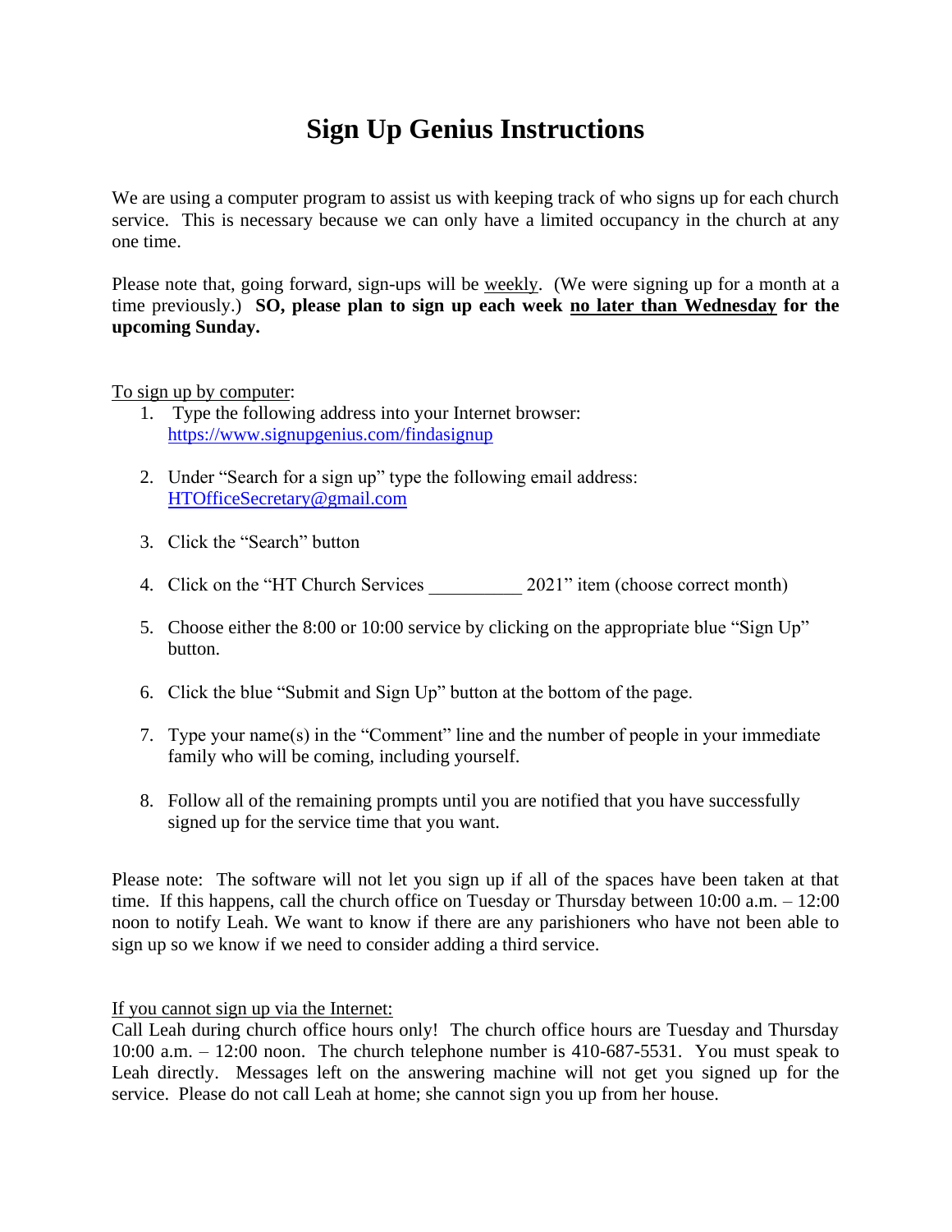# Sign Up Genius Instructions

We are using a computer program to assist us with keeping track of who signs up for each church service. This is necessary because we can only have a limited occupancy in the church at any one time.

Please note that, going forward, sign-ups will be <u>weekly</u>. (We were signing up for a month at a time previously.) **SO, please plan to sign up each week <u>no later than Wednesday</u> for the upcoming Sunday.**

<u>To sign up by computer</u>:

1. Type the following address into your Internet browser: https://www.signupgenius.com/findasignup
2. Under "Search for a sign up" type the following email address: HTOfficeSecretary@gmail.com
3. Click the "Search" button
4. Click on the "HT Church Services __________ 2021" item (choose correct month)
5. Choose either the 8:00 or 10:00 service by clicking on the appropriate blue "Sign Up" button.
6. Click the blue "Submit and Sign Up" button at the bottom of the page.
7. Type your name(s) in the "Comment" line and the number of people in your immediate family who will be coming, including yourself.
8. Follow all of the remaining prompts until you are notified that you have successfully signed up for the service time that you want.

Please note: The software will not let you sign up if all of the spaces have been taken at that time. If this happens, call the church office on Tuesday or Thursday between 10:00 a.m. – 12:00 noon to notify Leah. We want to know if there are any parishioners who have not been able to sign up so we know if we need to consider adding a third service.

<u>If you cannot sign up via the Internet:</u>

Call Leah during church office hours only! The church office hours are Tuesday and Thursday 10:00 a.m. – 12:00 noon. The church telephone number is 410-687-5531. You must speak to Leah directly. Messages left on the answering machine will not get you signed up for the service. Please do not call Leah at home; she cannot sign you up from her house.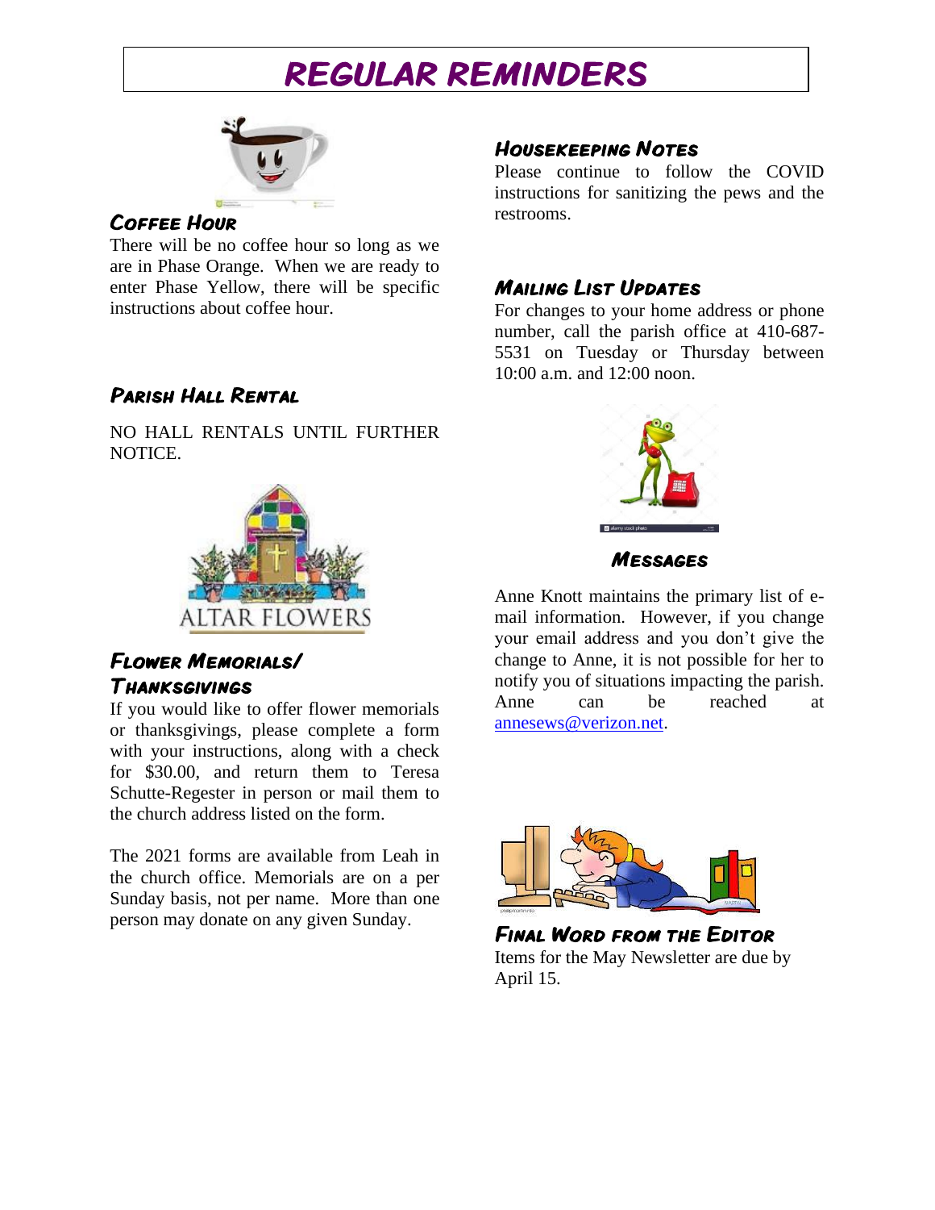# REGULAR REMINDERS

### Coffee Hour

There will be no coffee hour so long as we are in Phase Orange. When we are ready to enter Phase Yellow, there will be specific instructions about coffee hour.

### Parish Hall Rental

NO HALL RENTALS UNTIL FURTHER NOTICE.

ALTAR FLOWERS

### Flower Memorials/ Thanksgivings

If you would like to offer flower memorials or thanksgivings, please complete a form with your instructions, along with a check for $30.00, and return them to Teresa Schutte-Regester in person or mail them to the church address listed on the form.

The 2021 forms are available from Leah in the church office. Memorials are on a per Sunday basis, not per name. More than one person may donate on any given Sunday.

### Housekeeping Notes

Please continue to follow the COVID instructions for sanitizing the pews and the restrooms.

### Mailing List Updates

For changes to your home address or phone number, call the parish office at 410-687-5531 on Tuesday or Thursday between 10:00 a.m. and 12:00 noon.

### Messages

Anne Knott maintains the primary list of e-mail information. However, if you change your email address and you don't give the change to Anne, it is not possible for her to notify you of situations impacting the parish. Anne can be reached at annesews@verizon.net.

### Final Word from the Editor

Items for the May Newsletter are due by April 15.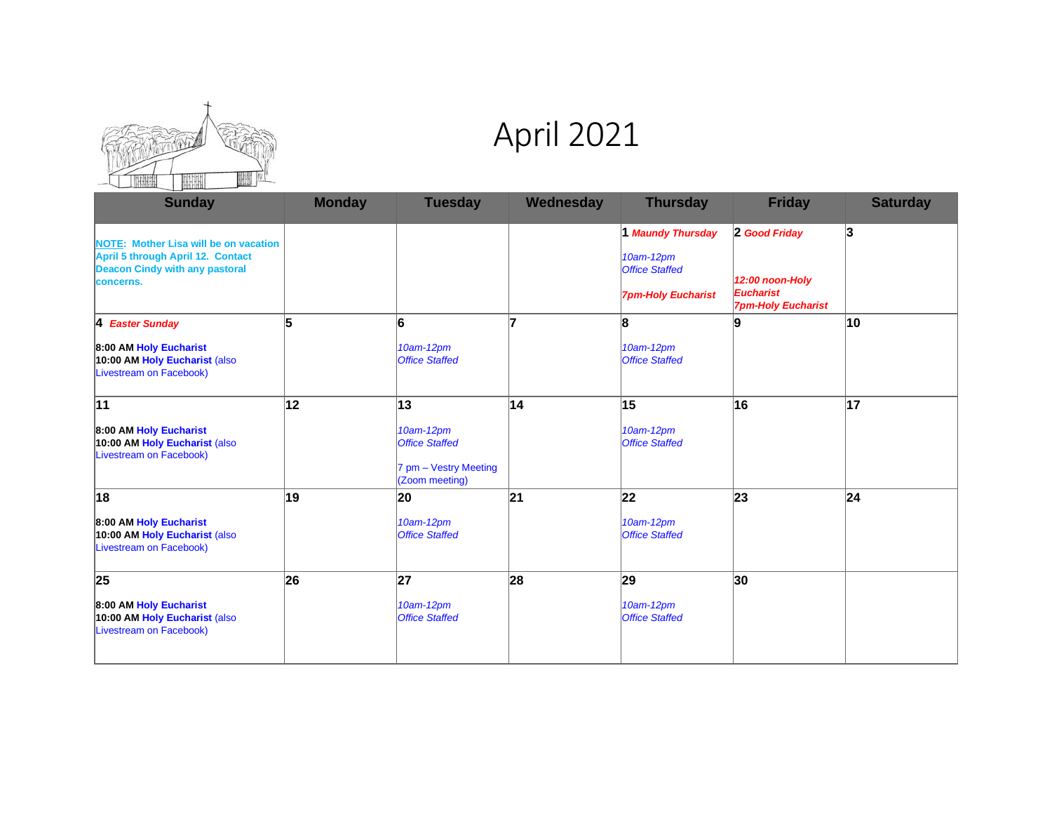# April 2021

| Sunday | Monday | Tuesday | Wednesday | Thursday | Friday | Saturday |
|---|---|---|---|---|---|---|
| **NOTE: Mother Lisa will be on vacation April 5 through April 12. Contact Deacon Cindy with any pastoral concerns.** | | | | **1** ***Maundy Thursday***<br>*10am-12pm Office Staffed*<br>***7pm-Holy Eucharist*** | **2** ***Good Friday***<br>***12:00 noon-Holy Eucharist***<br>***7pm-Holy Eucharist*** | **3** |
| **4** ***Easter Sunday***<br>**8:00 AM Holy Eucharist**<br>**10:00 AM Holy Eucharist** (also Livestream on Facebook) | **5** | **6**<br>*10am-12pm Office Staffed* | **7** | **8**<br>*10am-12pm Office Staffed* | **9** | **10** |
| **11**<br>**8:00 AM Holy Eucharist**<br>**10:00 AM Holy Eucharist** (also Livestream on Facebook) | **12** | **13**<br>*10am-12pm Office Staffed*<br>7 pm – Vestry Meeting (Zoom meeting) | **14** | **15**<br>*10am-12pm Office Staffed* | **16** | **17** |
| **18**<br>**8:00 AM Holy Eucharist**<br>**10:00 AM Holy Eucharist** (also Livestream on Facebook) | **19** | **20**<br>*10am-12pm Office Staffed* | **21** | **22**<br>*10am-12pm Office Staffed* | **23** | **24** |
| **25**<br>**8:00 AM Holy Eucharist**<br>**10:00 AM Holy Eucharist** (also Livestream on Facebook) | **26** | **27**<br>*10am-12pm Office Staffed* | **28** | **29**<br>*10am-12pm Office Staffed* | **30** | |